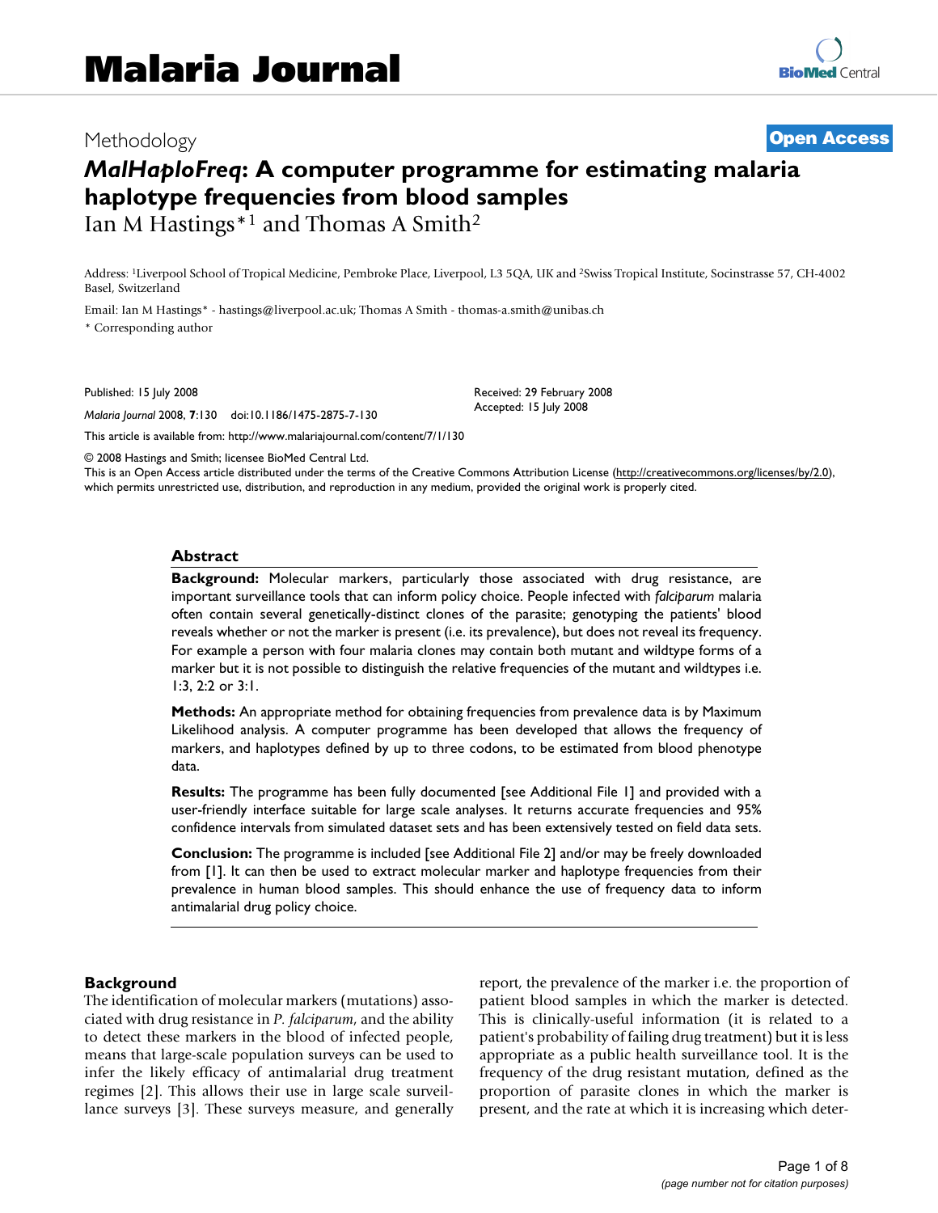# Malaria Journal

Methodology

**Open Access**

# *MalHaploFreq*: A computer programme for estimating malaria haplotype frequencies from blood samples

Ian M Hastings*[1] and Thomas A Smith[2]

Address: [1]Liverpool School of Tropical Medicine, Pembroke Place, Liverpool, L3 5QA, UK and [2]Swiss Tropical Institute, Socinstrasse 57, CH-4002 Basel, Switzerland

Email: Ian M Hastings* - hastings@liverpool.ac.uk; Thomas A Smith - thomas-a.smith@unibas.ch

\* Corresponding author

Published: 15 July 2008

*Malaria Journal* 2008, **7**:130 doi:10.1186/1475-2875-7-130

Received: 29 February 2008
Accepted: 15 July 2008

This article is available from: http://www.malariajournal.com/content/7/1/130

© 2008 Hastings and Smith; licensee BioMed Central Ltd.
This is an Open Access article distributed under the terms of the Creative Commons Attribution License (http://creativecommons.org/licenses/by/2.0), which permits unrestricted use, distribution, and reproduction in any medium, provided the original work is properly cited.

## Abstract

**Background:** Molecular markers, particularly those associated with drug resistance, are important surveillance tools that can inform policy choice. People infected with *falciparum* malaria often contain several genetically-distinct clones of the parasite; genotyping the patients' blood reveals whether or not the marker is present (i.e. its prevalence), but does not reveal its frequency. For example a person with four malaria clones may contain both mutant and wildtype forms of a marker but it is not possible to distinguish the relative frequencies of the mutant and wildtypes i.e. 1:3, 2:2 or 3:1.

**Methods:** An appropriate method for obtaining frequencies from prevalence data is by Maximum Likelihood analysis. A computer programme has been developed that allows the frequency of markers, and haplotypes defined by up to three codons, to be estimated from blood phenotype data.

**Results:** The programme has been fully documented [see Additional File 1] and provided with a user-friendly interface suitable for large scale analyses. It returns accurate frequencies and 95% confidence intervals from simulated dataset sets and has been extensively tested on field data sets.

**Conclusion:** The programme is included [see Additional File 2] and/or may be freely downloaded from [1]. It can then be used to extract molecular marker and haplotype frequencies from their prevalence in human blood samples. This should enhance the use of frequency data to inform antimalarial drug policy choice.

## Background

The identification of molecular markers (mutations) associated with drug resistance in *P. falciparum*, and the ability to detect these markers in the blood of infected people, means that large-scale population surveys can be used to infer the likely efficacy of antimalarial drug treatment regimes [2]. This allows their use in large scale surveillance surveys [3]. These surveys measure, and generally report, the prevalence of the marker i.e. the proportion of patient blood samples in which the marker is detected. This is clinically-useful information (it is related to a patient's probability of failing drug treatment) but it is less appropriate as a public health surveillance tool. It is the frequency of the drug resistant mutation, defined as the proportion of parasite clones in which the marker is present, and the rate at which it is increasing which deter-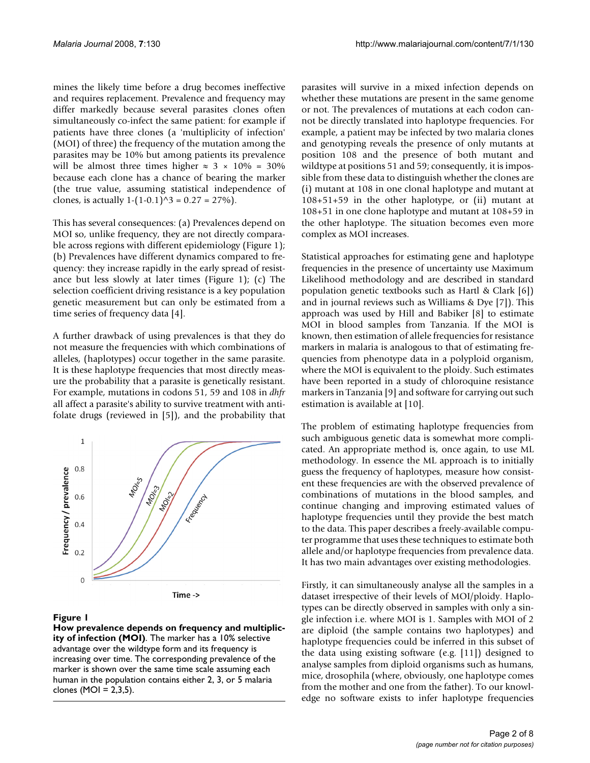mines the likely time before a drug becomes ineffective and requires replacement. Prevalence and frequency may differ markedly because several parasites clones often simultaneously co-infect the same patient: for example if patients have three clones (a 'multiplicity of infection' (MOI) of three) the frequency of the mutation among the parasites may be 10% but among patients its prevalence will be almost three times higher $\approx 3 \times 10\% = 30\%$ because each clone has a chance of bearing the marker (the true value, assuming statistical independence of clones, is actually 1-(1-0.1)^3 = 0.27 = 27%).

This has several consequences: (a) Prevalences depend on MOI so, unlike frequency, they are not directly comparable across regions with different epidemiology (Figure 1); (b) Prevalences have different dynamics compared to frequency: they increase rapidly in the early spread of resistance but less slowly at later times (Figure 1); (c) The selection coefficient driving resistance is a key population genetic measurement but can only be estimated from a time series of frequency data [4].

A further drawback of using prevalences is that they do not measure the frequencies with which combinations of alleles, (haplotypes) occur together in the same parasite. It is these haplotype frequencies that most directly measure the probability that a parasite is genetically resistant. For example, mutations in codons 51, 59 and 108 in *dhfr* all affect a parasite's ability to survive treatment with antifolate drugs (reviewed in [5]), and the probability that parasites will survive in a mixed infection depends on whether these mutations are present in the same genome or not. The prevalences of mutations at each codon cannot be directly translated into haplotype frequencies. For example, a patient may be infected by two malaria clones and genotyping reveals the presence of only mutants at position 108 and the presence of both mutant and wildtype at positions 51 and 59; consequently, it is impossible from these data to distinguish whether the clones are (i) mutant at 108 in one clonal haplotype and mutant at 108+51+59 in the other haplotype, or (ii) mutant at 108+51 in one clone haplotype and mutant at 108+59 in the other haplotype. The situation becomes even more complex as MOI increases.

**Figure 1**
**How prevalence depends on frequency and multiplicity of infection (MOI)**. The marker has a 10% selective advantage over the wildtype form and its frequency is increasing over time. The corresponding prevalence of the marker is shown over the same time scale assuming each human in the population contains either 2, 3, or 5 malaria clones (MOI = 2,3,5).

Statistical approaches for estimating gene and haplotype frequencies in the presence of uncertainty use Maximum Likelihood methodology and are described in standard population genetic textbooks such as Hartl & Clark [6]) and in journal reviews such as Williams & Dye [7]). This approach was used by Hill and Babiker [8] to estimate MOI in blood samples from Tanzania. If the MOI is known, then estimation of allele frequencies for resistance markers in malaria is analogous to that of estimating frequencies from phenotype data in a polyploid organism, where the MOI is equivalent to the ploidy. Such estimates have been reported in a study of chloroquine resistance markers in Tanzania [9] and software for carrying out such estimation is available at [10].

The problem of estimating haplotype frequencies from such ambiguous genetic data is somewhat more complicated. An appropriate method is, once again, to use ML methodology. In essence the ML approach is to initially guess the frequency of haplotypes, measure how consistent these frequencies are with the observed prevalence of combinations of mutations in the blood samples, and continue changing and improving estimated values of haplotype frequencies until they provide the best match to the data. This paper describes a freely-available computer programme that uses these techniques to estimate both allele and/or haplotype frequencies from prevalence data. It has two main advantages over existing methodologies.

Firstly, it can simultaneously analyse all the samples in a dataset irrespective of their levels of MOI/ploidy. Haplotypes can be directly observed in samples with only a single infection i.e. where MOI is 1. Samples with MOI of 2 are diploid (the sample contains two haplotypes) and haplotype frequencies could be inferred in this subset of the data using existing software (e.g. [11]) designed to analyse samples from diploid organisms such as humans, mice, drosophila (where, obviously, one haplotype comes from the mother and one from the father). To our knowledge no software exists to infer haplotype frequencies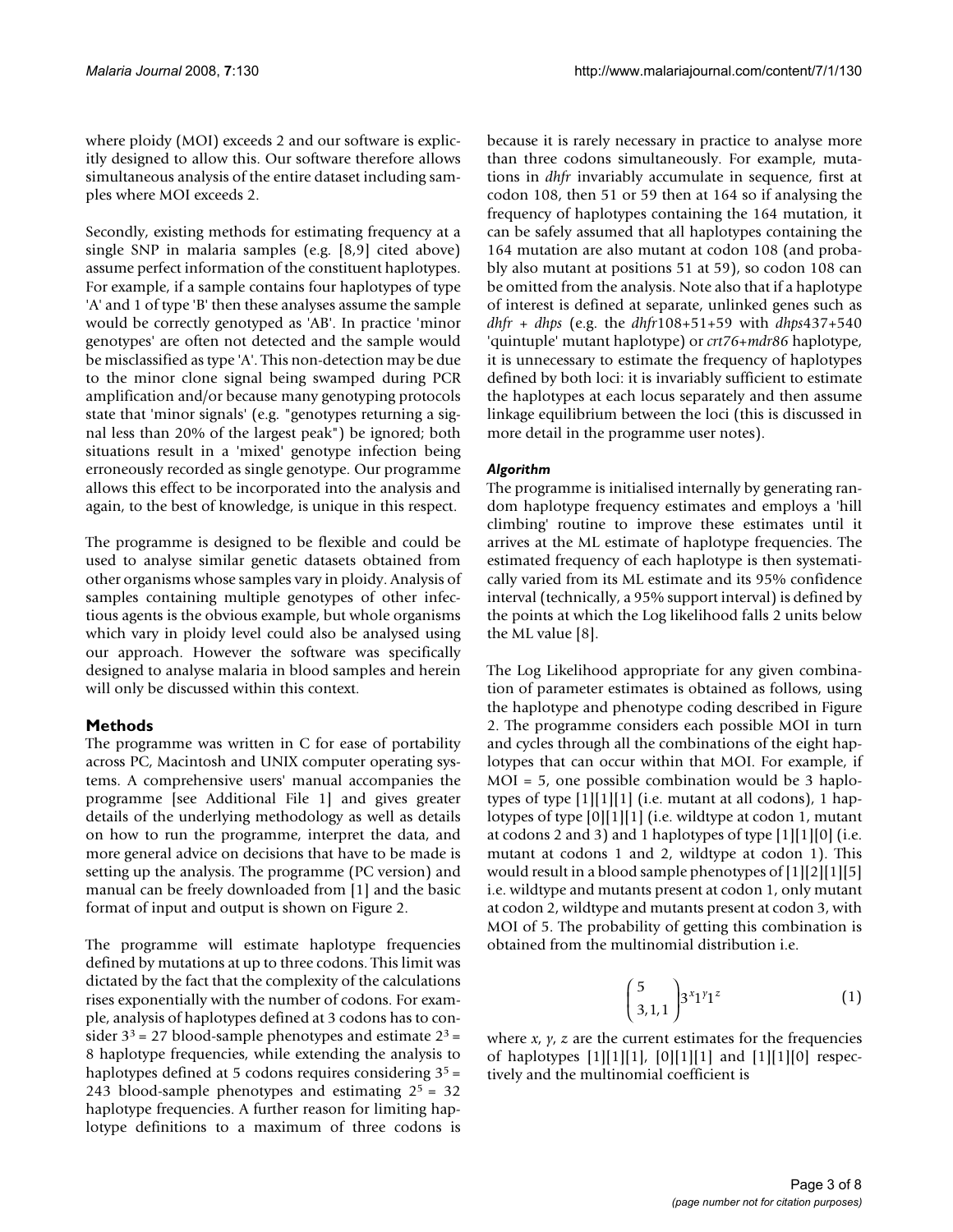where ploidy (MOI) exceeds 2 and our software is explicitly designed to allow this. Our software therefore allows simultaneous analysis of the entire dataset including samples where MOI exceeds 2.

Secondly, existing methods for estimating frequency at a single SNP in malaria samples (e.g. [8,9] cited above) assume perfect information of the constituent haplotypes. For example, if a sample contains four haplotypes of type 'A' and 1 of type 'B' then these analyses assume the sample would be correctly genotyped as 'AB'. In practice 'minor genotypes' are often not detected and the sample would be misclassified as type 'A'. This non-detection may be due to the minor clone signal being swamped during PCR amplification and/or because many genotyping protocols state that 'minor signals' (e.g. "genotypes returning a signal less than 20% of the largest peak") be ignored; both situations result in a 'mixed' genotype infection being erroneously recorded as single genotype. Our programme allows this effect to be incorporated into the analysis and again, to the best of knowledge, is unique in this respect.

The programme is designed to be flexible and could be used to analyse similar genetic datasets obtained from other organisms whose samples vary in ploidy. Analysis of samples containing multiple genotypes of other infectious agents is the obvious example, but whole organisms which vary in ploidy level could also be analysed using our approach. However the software was specifically designed to analyse malaria in blood samples and herein will only be discussed within this context.

## Methods

The programme was written in C for ease of portability across PC, Macintosh and UNIX computer operating systems. A comprehensive users' manual accompanies the programme [see Additional File 1] and gives greater details of the underlying methodology as well as details on how to run the programme, interpret the data, and more general advice on decisions that have to be made is setting up the analysis. The programme (PC version) and manual can be freely downloaded from [1] and the basic format of input and output is shown on Figure 2.

The programme will estimate haplotype frequencies defined by mutations at up to three codons. This limit was dictated by the fact that the complexity of the calculations rises exponentially with the number of codons. For example, analysis of haplotypes defined at 3 codons has to consider $3^3 = 27$ blood-sample phenotypes and estimate $2^3 = 8$ haplotype frequencies, while extending the analysis to haplotypes defined at 5 codons requires considering $3^5 = 243$ blood-sample phenotypes and estimating $2^5 = 32$ haplotype frequencies. A further reason for limiting haplotype definitions to a maximum of three codons is because it is rarely necessary in practice to analyse more than three codons simultaneously. For example, mutations in *dhfr* invariably accumulate in sequence, first at codon 108, then 51 or 59 then at 164 so if analysing the frequency of haplotypes containing the 164 mutation, it can be safely assumed that all haplotypes containing the 164 mutation are also mutant at codon 108 (and probably also mutant at positions 51 at 59), so codon 108 can be omitted from the analysis. Note also that if a haplotype of interest is defined at separate, unlinked genes such as *dhfr + dhps* (e.g. the *dhfr*108+51+59 with *dhps*437+540 'quintuple' mutant haplotype) or *crt76*+*mdr86* haplotype, it is unnecessary to estimate the frequency of haplotypes defined by both loci: it is invariably sufficient to estimate the haplotypes at each locus separately and then assume linkage equilibrium between the loci (this is discussed in more detail in the programme user notes).

### *Algorithm*

The programme is initialised internally by generating random haplotype frequency estimates and employs a 'hill climbing' routine to improve these estimates until it arrives at the ML estimate of haplotype frequencies. The estimated frequency of each haplotype is then systematically varied from its ML estimate and its 95% confidence interval (technically, a 95% support interval) is defined by the points at which the Log likelihood falls 2 units below the ML value [8].

The Log Likelihood appropriate for any given combination of parameter estimates is obtained as follows, using the haplotype and phenotype coding described in Figure 2. The programme considers each possible MOI in turn and cycles through all the combinations of the eight haplotypes that can occur within that MOI. For example, if MOI = 5, one possible combination would be 3 haplotypes of type [1][1][1] (i.e. mutant at all codons), 1 haplotypes of type [0][1][1] (i.e. wildtype at codon 1, mutant at codons 2 and 3) and 1 haplotypes of type [1][1][0] (i.e. mutant at codons 1 and 2, wildtype at codon 1). This would result in a blood sample phenotypes of [1][2][1][5] i.e. wildtype and mutants present at codon 1, only mutant at codon 2, wildtype and mutants present at codon 3, with MOI of 5. The probability of getting this combination is obtained from the multinomial distribution i.e.

$$\binom{5}{3,1,1} 3^x 1^y 1^z \qquad (1)$$

where $x$, $y$, $z$ are the current estimates for the frequencies of haplotypes [1][1][1], [0][1][1] and [1][1][0] respectively and the multinomial coefficient is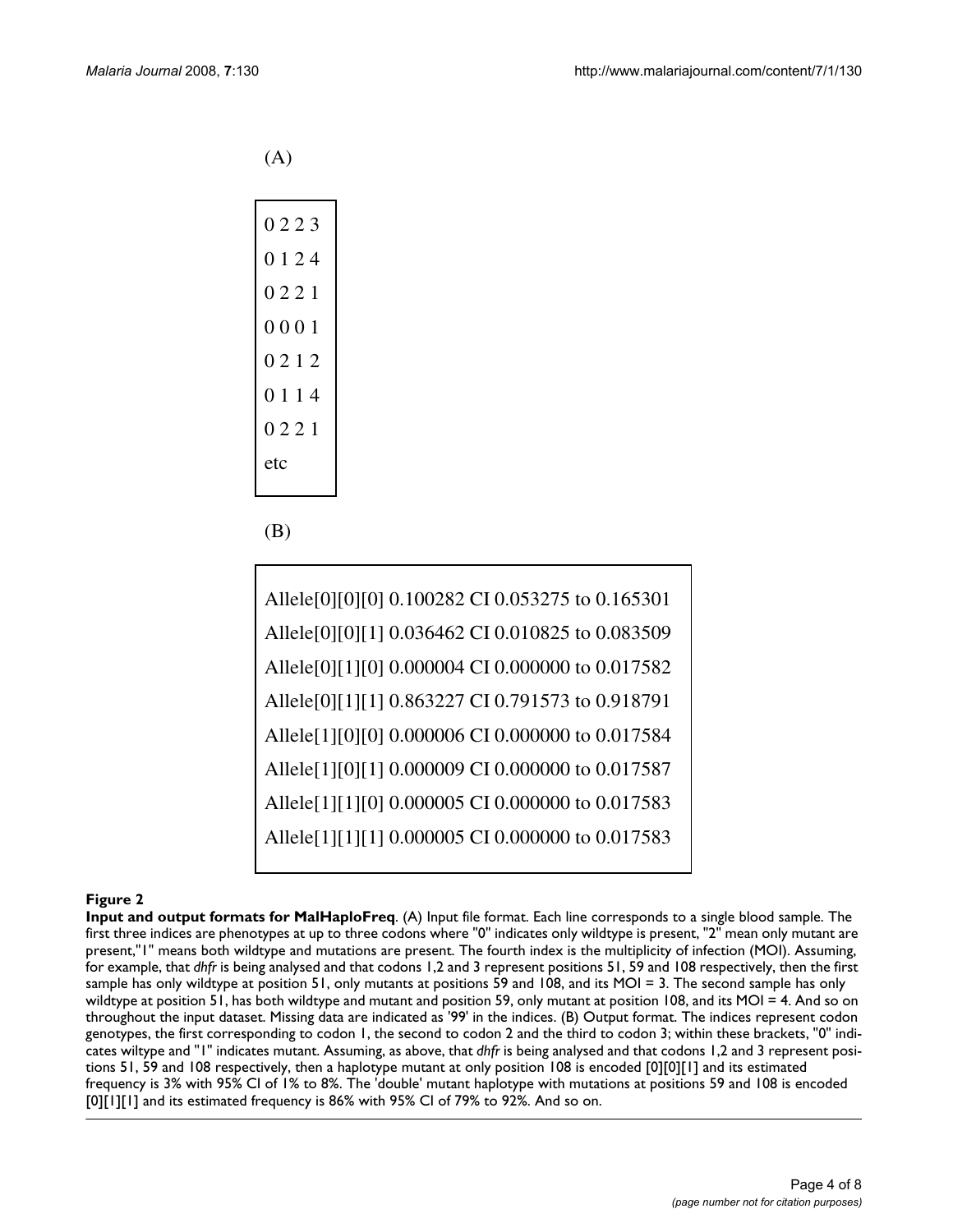(A)

```
0 2 2 3
0 1 2 4
0 2 2 1
0 0 0 1
0 2 1 2
0 1 1 4
0 2 2 1
etc
```

(B)

```
Allele[0][0][0] 0.100282 CI 0.053275 to 0.165301
Allele[0][0][1] 0.036462 CI 0.010825 to 0.083509
Allele[0][1][0] 0.000004 CI 0.000000 to 0.017582
Allele[0][1][1] 0.863227 CI 0.791573 to 0.918791
Allele[1][0][0] 0.000006 CI 0.000000 to 0.017584
Allele[1][0][1] 0.000009 CI 0.000000 to 0.017587
Allele[1][1][0] 0.000005 CI 0.000000 to 0.017583
Allele[1][1][1] 0.000005 CI 0.000000 to 0.017583
```

**Figure 2**

**Input and output formats for MalHaploFreq**. (A) Input file format. Each line corresponds to a single blood sample. The first three indices are phenotypes at up to three codons where "0" indicates only wildtype is present, "2" mean only mutant are present,"1" means both wildtype and mutations are present. The fourth index is the multiplicity of infection (MOI). Assuming, for example, that *dhfr* is being analysed and that codons 1,2 and 3 represent positions 51, 59 and 108 respectively, then the first sample has only wildtype at position 51, only mutants at positions 59 and 108, and its MOI = 3. The second sample has only wildtype at position 51, has both wildtype and mutant and position 59, only mutant at position 108, and its MOI = 4. And so on throughout the input dataset. Missing data are indicated as '99' in the indices. (B) Output format. The indices represent codon genotypes, the first corresponding to codon 1, the second to codon 2 and the third to codon 3; within these brackets, "0" indicates wiltype and "1" indicates mutant. Assuming, as above, that *dhfr* is being analysed and that codons 1,2 and 3 represent positions 51, 59 and 108 respectively, then a haplotype mutant at only position 108 is encoded [0][0][1] and its estimated frequency is 3% with 95% CI of 1% to 8%. The 'double' mutant haplotype with mutations at positions 59 and 108 is encoded [0][1][1] and its estimated frequency is 86% with 95% CI of 79% to 92%. And so on.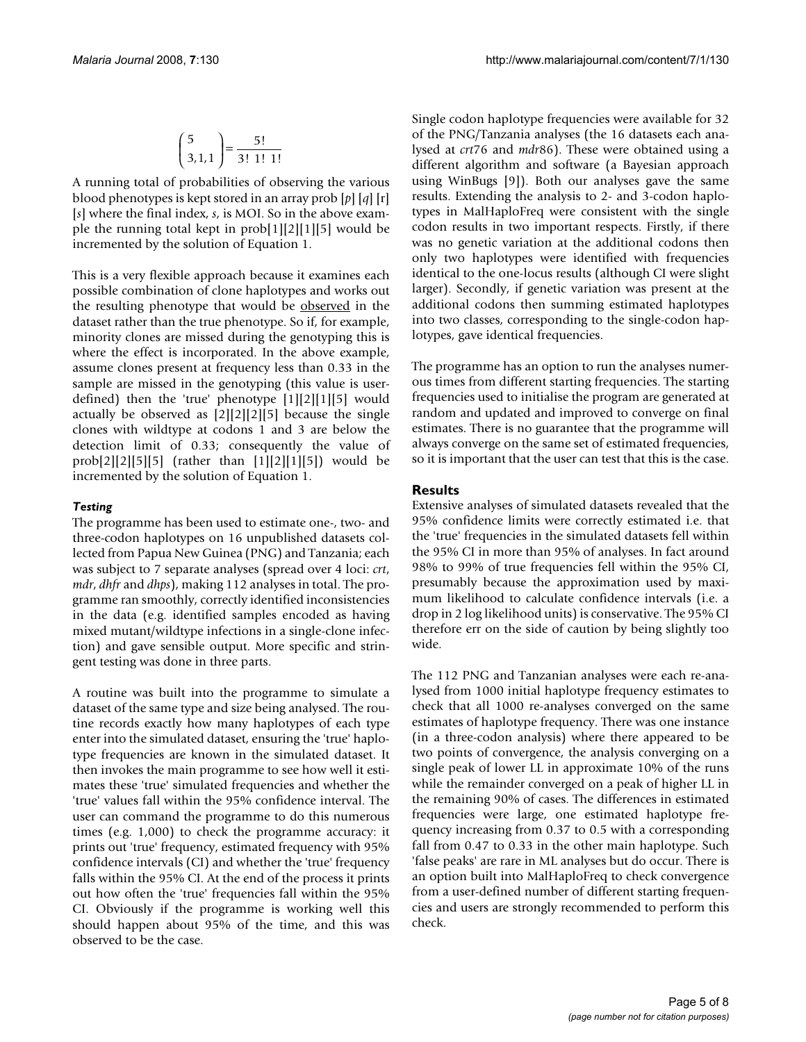$$\binom{5}{3,1,1} = \frac{5!}{3!\ 1!\ 1!}$$

A running total of probabilities of observing the various blood phenotypes is kept stored in an array prob [*p*] [*q*] [r] [*s*] where the final index, *s*, is MOI. So in the above example the running total kept in prob[1][2][1][5] would be incremented by the solution of Equation 1.

This is a very flexible approach because it examines each possible combination of clone haplotypes and works out the resulting phenotype that would be <u>observed</u> in the dataset rather than the true phenotype. So if, for example, minority clones are missed during the genotyping this is where the effect is incorporated. In the above example, assume clones present at frequency less than 0.33 in the sample are missed in the genotyping (this value is user-defined) then the 'true' phenotype [1][2][1][5] would actually be observed as [2][2][2][5] because the single clones with wildtype at codons 1 and 3 are below the detection limit of 0.33; consequently the value of prob[2][2][5][5] (rather than [1][2][1][5]) would be incremented by the solution of Equation 1.

### *Testing*

The programme has been used to estimate one-, two- and three-codon haplotypes on 16 unpublished datasets collected from Papua New Guinea (PNG) and Tanzania; each was subject to 7 separate analyses (spread over 4 loci: *crt*, *mdr*, *dhfr* and *dhps*), making 112 analyses in total. The programme ran smoothly, correctly identified inconsistencies in the data (e.g. identified samples encoded as having mixed mutant/wildtype infections in a single-clone infection) and gave sensible output. More specific and stringent testing was done in three parts.

A routine was built into the programme to simulate a dataset of the same type and size being analysed. The routine records exactly how many haplotypes of each type enter into the simulated dataset, ensuring the 'true' haplotype frequencies are known in the simulated dataset. It then invokes the main programme to see how well it estimates these 'true' simulated frequencies and whether the 'true' values fall within the 95% confidence interval. The user can command the programme to do this numerous times (e.g. 1,000) to check the programme accuracy: it prints out 'true' frequency, estimated frequency with 95% confidence intervals (CI) and whether the 'true' frequency falls within the 95% CI. At the end of the process it prints out how often the 'true' frequencies fall within the 95% CI. Obviously if the programme is working well this should happen about 95% of the time, and this was observed to be the case.

Single codon haplotype frequencies were available for 32 of the PNG/Tanzania analyses (the 16 datasets each analysed at *crt*76 and *mdr*86). These were obtained using a different algorithm and software (a Bayesian approach using WinBugs [9]). Both our analyses gave the same results. Extending the analysis to 2- and 3-codon haplotypes in MalHaploFreq were consistent with the single codon results in two important respects. Firstly, if there was no genetic variation at the additional codons then only two haplotypes were identified with frequencies identical to the one-locus results (although CI were slight larger). Secondly, if genetic variation was present at the additional codons then summing estimated haplotypes into two classes, corresponding to the single-codon haplotypes, gave identical frequencies.

The programme has an option to run the analyses numerous times from different starting frequencies. The starting frequencies used to initialise the program are generated at random and updated and improved to converge on final estimates. There is no guarantee that the programme will always converge on the same set of estimated frequencies, so it is important that the user can test that this is the case.

## Results

Extensive analyses of simulated datasets revealed that the 95% confidence limits were correctly estimated i.e. that the 'true' frequencies in the simulated datasets fell within the 95% CI in more than 95% of analyses. In fact around 98% to 99% of true frequencies fell within the 95% CI, presumably because the approximation used by maximum likelihood to calculate confidence intervals (i.e. a drop in 2 log likelihood units) is conservative. The 95% CI therefore err on the side of caution by being slightly too wide.

The 112 PNG and Tanzanian analyses were each re-analysed from 1000 initial haplotype frequency estimates to check that all 1000 re-analyses converged on the same estimates of haplotype frequency. There was one instance (in a three-codon analysis) where there appeared to be two points of convergence, the analysis converging on a single peak of lower LL in approximate 10% of the runs while the remainder converged on a peak of higher LL in the remaining 90% of cases. The differences in estimated frequencies were large, one estimated haplotype frequency increasing from 0.37 to 0.5 with a corresponding fall from 0.47 to 0.33 in the other main haplotype. Such 'false peaks' are rare in ML analyses but do occur. There is an option built into MalHaploFreq to check convergence from a user-defined number of different starting frequencies and users are strongly recommended to perform this check.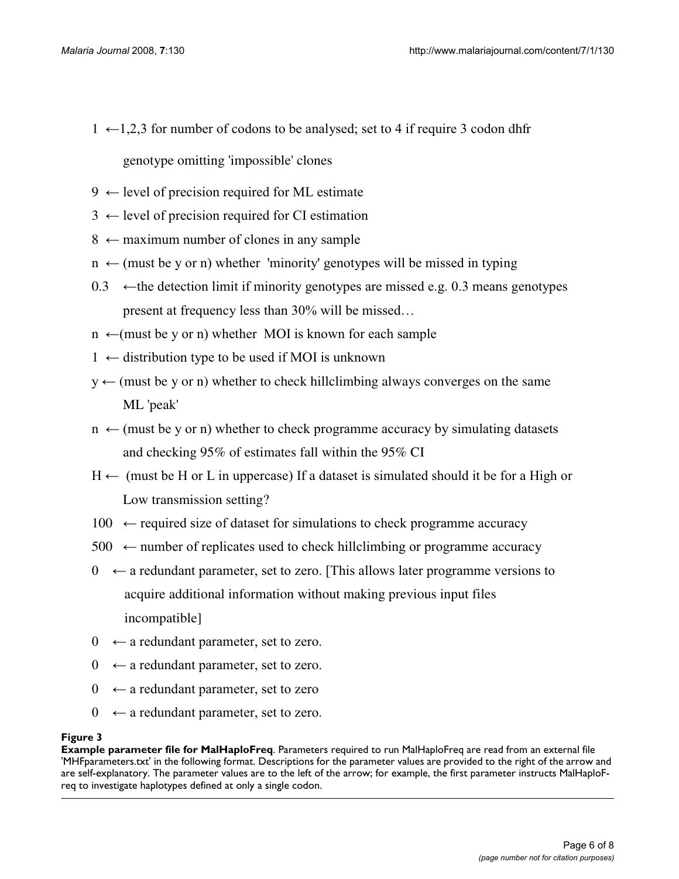1 ←1,2,3 for number of codons to be analysed; set to 4 if require 3 codon dhfr genotype omitting 'impossible' clones

9 ← level of precision required for ML estimate

3 ← level of precision required for CI estimation

8 ← maximum number of clones in any sample

n ← (must be y or n) whether 'minority' genotypes will be missed in typing

0.3 ←the detection limit if minority genotypes are missed e.g. 0.3 means genotypes present at frequency less than 30% will be missed…

n ←(must be y or n) whether MOI is known for each sample

1 ← distribution type to be used if MOI is unknown

y ← (must be y or n) whether to check hillclimbing always converges on the same ML 'peak'

n ← (must be y or n) whether to check programme accuracy by simulating datasets and checking 95% of estimates fall within the 95% CI

H ← (must be H or L in uppercase) If a dataset is simulated should it be for a High or Low transmission setting?

100 ← required size of dataset for simulations to check programme accuracy

500 ← number of replicates used to check hillclimbing or programme accuracy

0 ← a redundant parameter, set to zero. [This allows later programme versions to acquire additional information without making previous input files incompatible]

0 ← a redundant parameter, set to zero.

0 ← a redundant parameter, set to zero.

0 ← a redundant parameter, set to zero

0 ← a redundant parameter, set to zero.

**Figure 3**
**Example parameter file for MalHaploFreq**. Parameters required to run MalHaploFreq are read from an external file 'MHFparameters.txt' in the following format. Descriptions for the parameter values are provided to the right of the arrow and are self-explanatory. The parameter values are to the left of the arrow; for example, the first parameter instructs MalHaploFreq to investigate haplotypes defined at only a single codon.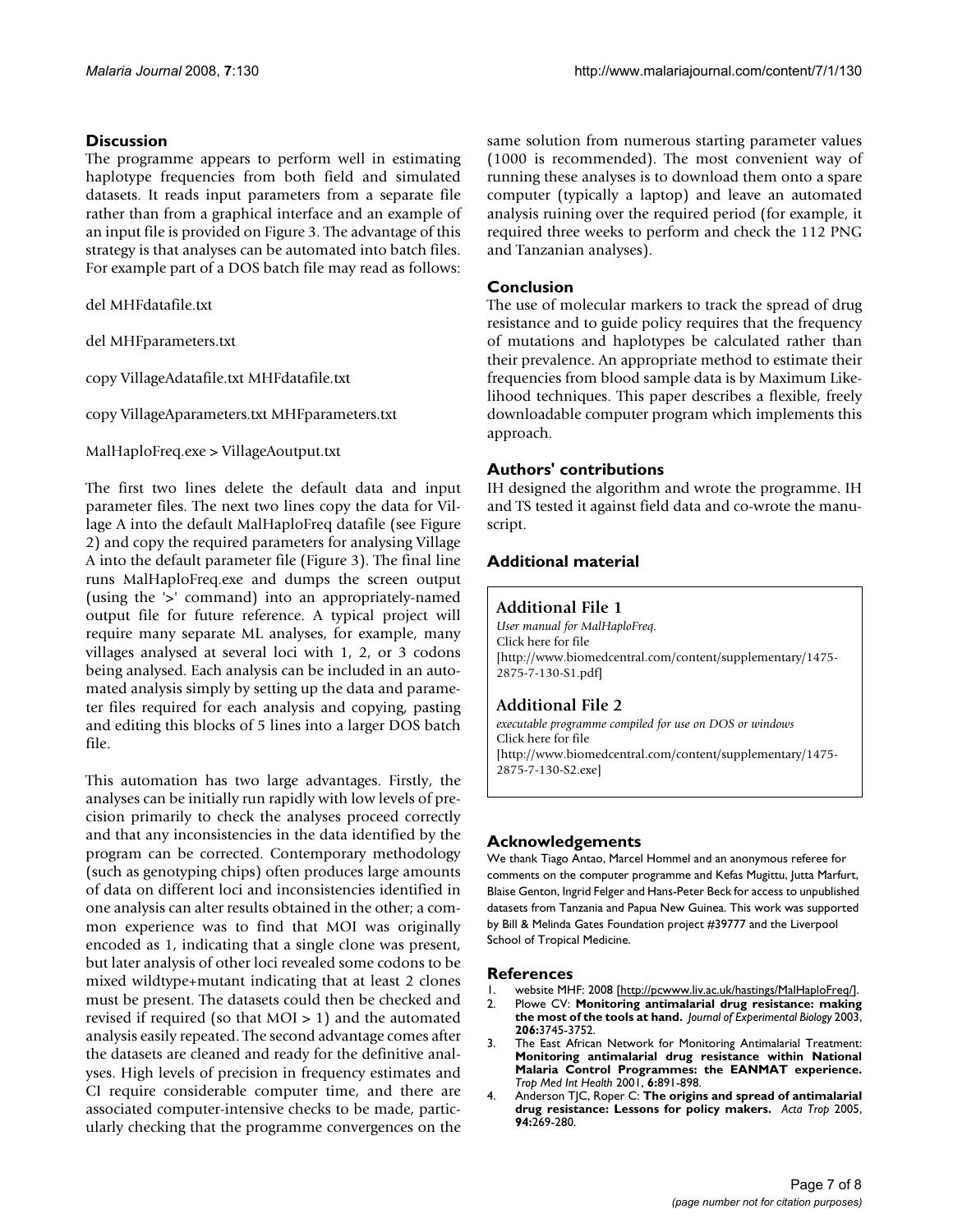## Discussion

The programme appears to perform well in estimating haplotype frequencies from both field and simulated datasets. It reads input parameters from a separate file rather than from a graphical interface and an example of an input file is provided on Figure 3. The advantage of this strategy is that analyses can be automated into batch files. For example part of a DOS batch file may read as follows:

```
del MHFdatafile.txt

del MHFparameters.txt

copy VillageAdatafile.txt MHFdatafile.txt

copy VillageAparameters.txt MHFparameters.txt

MalHaploFreq.exe > VillageAoutput.txt
```

The first two lines delete the default data and input parameter files. The next two lines copy the data for Village A into the default MalHaploFreq datafile (see Figure 2) and copy the required parameters for analysing Village A into the default parameter file (Figure 3). The final line runs MalHaploFreq.exe and dumps the screen output (using the '>' command) into an appropriately-named output file for future reference. A typical project will require many separate ML analyses, for example, many villages analysed at several loci with 1, 2, or 3 codons being analysed. Each analysis can be included in an automated analysis simply by setting up the data and parameter files required for each analysis and copying, pasting and editing this blocks of 5 lines into a larger DOS batch file.

This automation has two large advantages. Firstly, the analyses can be initially run rapidly with low levels of precision primarily to check the analyses proceed correctly and that any inconsistencies in the data identified by the program can be corrected. Contemporary methodology (such as genotyping chips) often produces large amounts of data on different loci and inconsistencies identified in one analysis can alter results obtained in the other; a common experience was to find that MOI was originally encoded as 1, indicating that a single clone was present, but later analysis of other loci revealed some codons to be mixed wildtype+mutant indicating that at least 2 clones must be present. The datasets could then be checked and revised if required (so that MOI > 1) and the automated analysis easily repeated. The second advantage comes after the datasets are cleaned and ready for the definitive analyses. High levels of precision in frequency estimates and CI require considerable computer time, and there are associated computer-intensive checks to be made, particularly checking that the programme convergences on the same solution from numerous starting parameter values (1000 is recommended). The most convenient way of running these analyses is to download them onto a spare computer (typically a laptop) and leave an automated analysis ruining over the required period (for example, it required three weeks to perform and check the 112 PNG and Tanzanian analyses).

## Conclusion

The use of molecular markers to track the spread of drug resistance and to guide policy requires that the frequency of mutations and haplotypes be calculated rather than their prevalence. An appropriate method to estimate their frequencies from blood sample data is by Maximum Likelihood techniques. This paper describes a flexible, freely downloadable computer program which implements this approach.

## Authors' contributions

IH designed the algorithm and wrote the programme. IH and TS tested it against field data and co-wrote the manuscript.

## Additional material

**Additional File 1**
*User manual for MalHaploFreq.*
Click here for file
[http://www.biomedcentral.com/content/supplementary/1475-2875-7-130-S1.pdf]

**Additional File 2**
*executable programme compiled for use on DOS or windows*
Click here for file
[http://www.biomedcentral.com/content/supplementary/1475-2875-7-130-S2.exe]

## Acknowledgements

We thank Tiago Antao, Marcel Hommel and an anonymous referee for comments on the computer programme and Kefas Mugittu, Jutta Marfurt, Blaise Genton, Ingrid Felger and Hans-Peter Beck for access to unpublished datasets from Tanzania and Papua New Guinea. This work was supported by Bill & Melinda Gates Foundation project #39777 and the Liverpool School of Tropical Medicine.

## References

1. website MHF: 2008 [http://pcwww.liv.ac.uk/hastings/MalHaploFreq/].
2. Plowe CV: **Monitoring antimalarial drug resistance: making the most of the tools at hand.** *Journal of Experimental Biology* 2003, **206:**3745-3752.
3. The East African Network for Monitoring Antimalarial Treatment: **Monitoring antimalarial drug resistance within National Malaria Control Programmes: the EANMAT experience.** *Trop Med Int Health* 2001, **6:**891-898.
4. Anderson TJC, Roper C: **The origins and spread of antimalarial drug resistance: Lessons for policy makers.** *Acta Trop* 2005, **94:**269-280.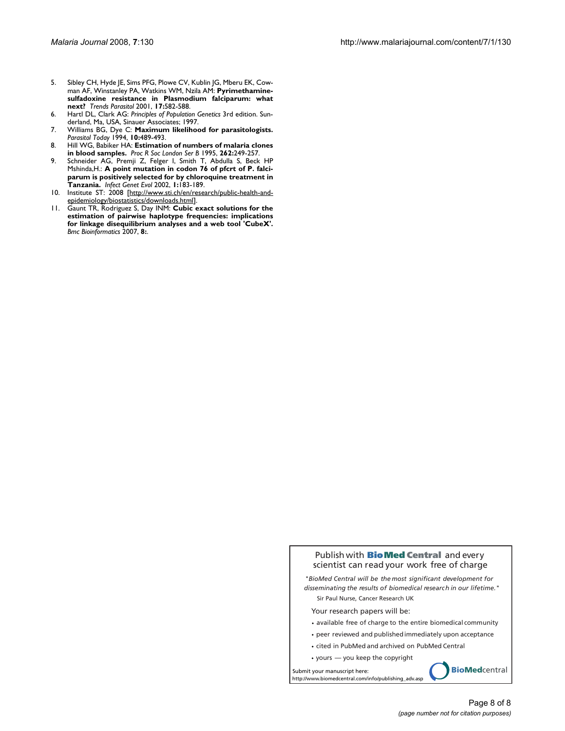5. Sibley CH, Hyde JE, Sims PFG, Plowe CV, Kublin JG, Mberu EK, Cowman AF, Winstanley PA, Watkins WM, Nzila AM: **Pyrimethamine-sulfadoxine resistance in Plasmodium falciparum: what next?** *Trends Parasitol* 2001, **17:**582-588.
6. Hartl DL, Clark AG: *Principles of Population Genetics* 3rd edition. Sunderland, Ma, USA, Sinauer Associates; 1997.
7. Williams BG, Dye C: **Maximum likelihood for parasitologists.** *Parasitol Today* 1994, **10:**489-493.
8. Hill WG, Babiker HA: **Estimation of numbers of malaria clones in blood samples.** *Proc R Soc London Ser B* 1995, **262:**249-257.
9. Schneider AG, Premji Z, Felger I, Smith T, Abdulla S, Beck HP Mshinda,H.: **A point mutation in codon 76 of pfcrt of P. falciparum is positively selected for by chloroquine treatment in Tanzania.** *Infect Genet Evol* 2002, **1:**183-189.
10. Institute ST: 2008 [http://www.sti.ch/en/research/public-health-and-epidemiology/biostatistics/downloads.html].
11. Gaunt TR, Rodriguez S, Day INM: **Cubic exact solutions for the estimation of pairwise haplotype frequencies: implications for linkage disequilibrium analyses and a web tool 'CubeX'.** *Bmc Bioinformatics* 2007, **8:**.

Publish with **BioMed Central** and every scientist can read your work free of charge

*"BioMed Central will be the most significant development for disseminating the results of biomedical research in our lifetime."*

Sir Paul Nurse, Cancer Research UK

Your research papers will be:

- available free of charge to the entire biomedical community
- peer reviewed and published immediately upon acceptance
- cited in PubMed and archived on PubMed Central
- yours — you keep the copyright

Submit your manuscript here:
http://www.biomedcentral.com/info/publishing_adv.asp

**BioMed**central